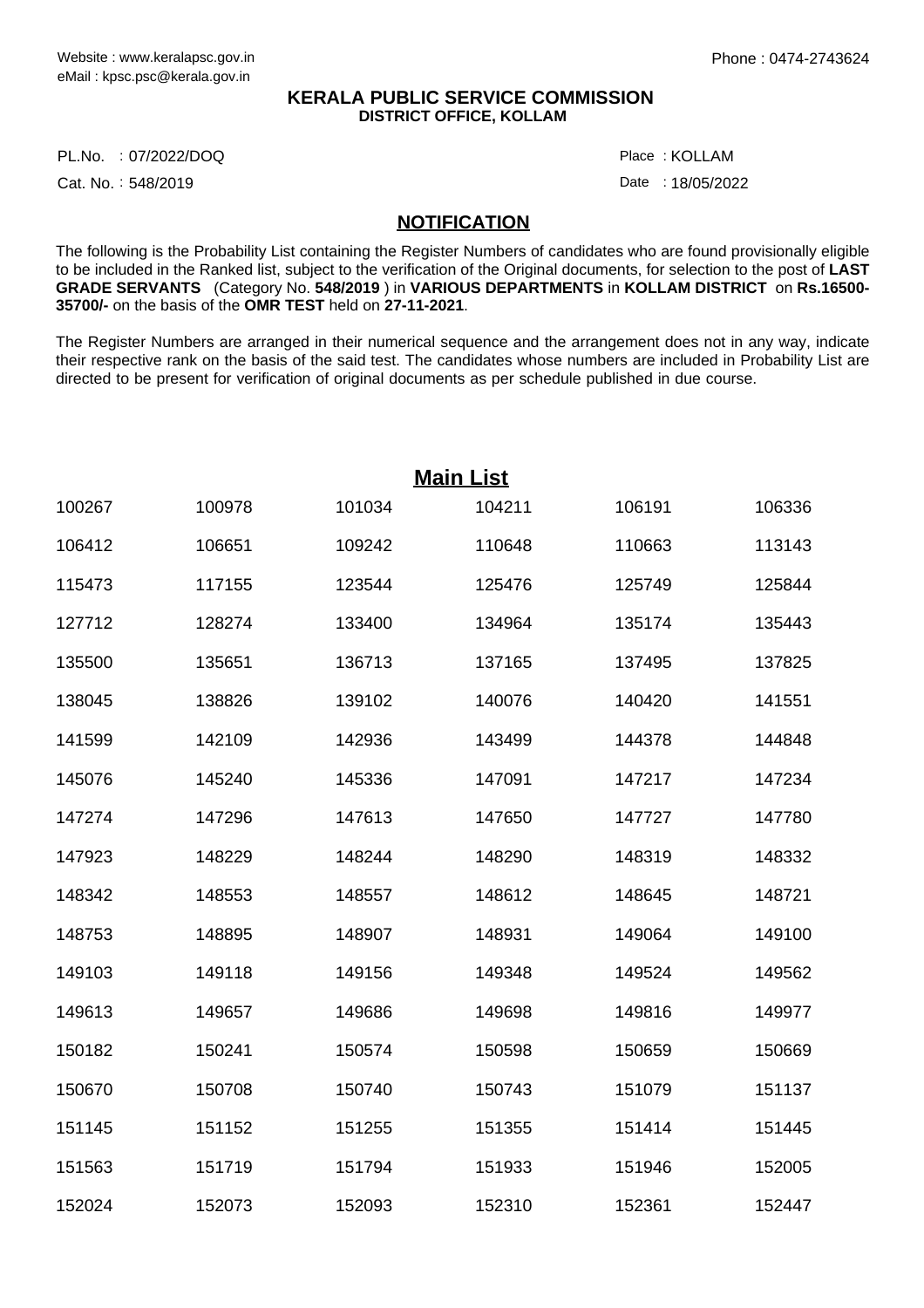Website : www.keralapsc.gov.in
eMail : kpsc.psc@kerala.gov.in

Phone : 0474-2743624

**KERALA PUBLIC SERVICE COMMISSION**
**DISTRICT OFFICE, KOLLAM**

PL.No. : 07/2022/DOQ

Cat. No. : 548/2019

Place : KOLLAM

Date : 18/05/2022

## NOTIFICATION

The following is the Probability List containing the Register Numbers of candidates who are found provisionally eligible to be included in the Ranked list, subject to the verification of the Original documents, for selection to the post of **LAST GRADE SERVANTS** (Category No. **548/2019** ) in **VARIOUS DEPARTMENTS** in **KOLLAM DISTRICT** on **Rs.16500-35700/-** on the basis of the **OMR TEST** held on **27-11-2021**.

The Register Numbers are arranged in their numerical sequence and the arrangement does not in any way, indicate their respective rank on the basis of the said test. The candidates whose numbers are included in Probability List are directed to be present for verification of original documents as per schedule published in due course.

## Main List

| | | | | | |
|---|---|---|---|---|---|
| 100267 | 100978 | 101034 | 104211 | 106191 | 106336 |
| 106412 | 106651 | 109242 | 110648 | 110663 | 113143 |
| 115473 | 117155 | 123544 | 125476 | 125749 | 125844 |
| 127712 | 128274 | 133400 | 134964 | 135174 | 135443 |
| 135500 | 135651 | 136713 | 137165 | 137495 | 137825 |
| 138045 | 138826 | 139102 | 140076 | 140420 | 141551 |
| 141599 | 142109 | 142936 | 143499 | 144378 | 144848 |
| 145076 | 145240 | 145336 | 147091 | 147217 | 147234 |
| 147274 | 147296 | 147613 | 147650 | 147727 | 147780 |
| 147923 | 148229 | 148244 | 148290 | 148319 | 148332 |
| 148342 | 148553 | 148557 | 148612 | 148645 | 148721 |
| 148753 | 148895 | 148907 | 148931 | 149064 | 149100 |
| 149103 | 149118 | 149156 | 149348 | 149524 | 149562 |
| 149613 | 149657 | 149686 | 149698 | 149816 | 149977 |
| 150182 | 150241 | 150574 | 150598 | 150659 | 150669 |
| 150670 | 150708 | 150740 | 150743 | 151079 | 151137 |
| 151145 | 151152 | 151255 | 151355 | 151414 | 151445 |
| 151563 | 151719 | 151794 | 151933 | 151946 | 152005 |
| 152024 | 152073 | 152093 | 152310 | 152361 | 152447 |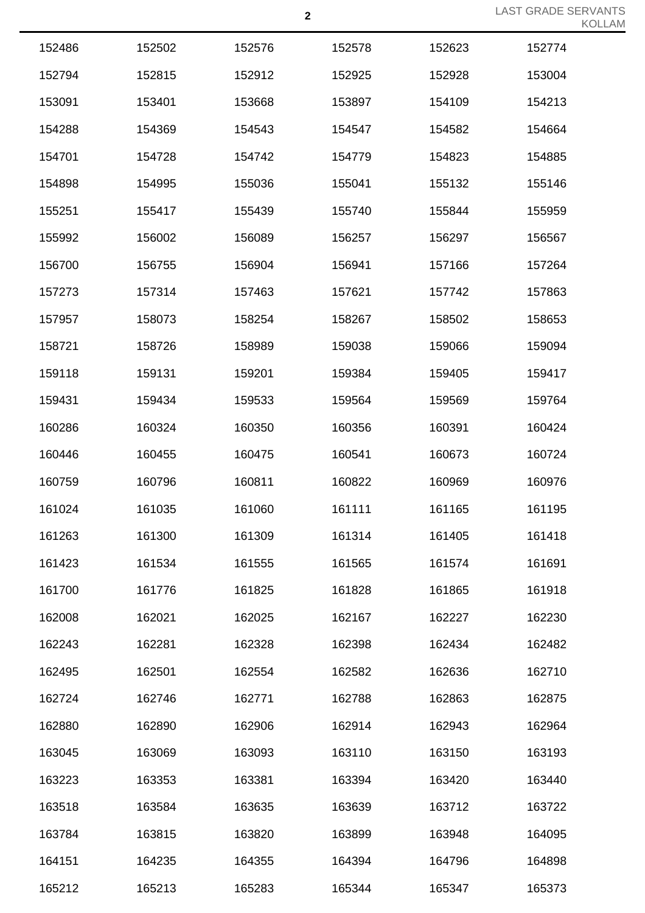| | | | | | |
|---|---|---|---|---|---|
| 152486 | 152502 | 152576 | 152578 | 152623 | 152774 |
| 152794 | 152815 | 152912 | 152925 | 152928 | 153004 |
| 153091 | 153401 | 153668 | 153897 | 154109 | 154213 |
| 154288 | 154369 | 154543 | 154547 | 154582 | 154664 |
| 154701 | 154728 | 154742 | 154779 | 154823 | 154885 |
| 154898 | 154995 | 155036 | 155041 | 155132 | 155146 |
| 155251 | 155417 | 155439 | 155740 | 155844 | 155959 |
| 155992 | 156002 | 156089 | 156257 | 156297 | 156567 |
| 156700 | 156755 | 156904 | 156941 | 157166 | 157264 |
| 157273 | 157314 | 157463 | 157621 | 157742 | 157863 |
| 157957 | 158073 | 158254 | 158267 | 158502 | 158653 |
| 158721 | 158726 | 158989 | 159038 | 159066 | 159094 |
| 159118 | 159131 | 159201 | 159384 | 159405 | 159417 |
| 159431 | 159434 | 159533 | 159564 | 159569 | 159764 |
| 160286 | 160324 | 160350 | 160356 | 160391 | 160424 |
| 160446 | 160455 | 160475 | 160541 | 160673 | 160724 |
| 160759 | 160796 | 160811 | 160822 | 160969 | 160976 |
| 161024 | 161035 | 161060 | 161111 | 161165 | 161195 |
| 161263 | 161300 | 161309 | 161314 | 161405 | 161418 |
| 161423 | 161534 | 161555 | 161565 | 161574 | 161691 |
| 161700 | 161776 | 161825 | 161828 | 161865 | 161918 |
| 162008 | 162021 | 162025 | 162167 | 162227 | 162230 |
| 162243 | 162281 | 162328 | 162398 | 162434 | 162482 |
| 162495 | 162501 | 162554 | 162582 | 162636 | 162710 |
| 162724 | 162746 | 162771 | 162788 | 162863 | 162875 |
| 162880 | 162890 | 162906 | 162914 | 162943 | 162964 |
| 163045 | 163069 | 163093 | 163110 | 163150 | 163193 |
| 163223 | 163353 | 163381 | 163394 | 163420 | 163440 |
| 163518 | 163584 | 163635 | 163639 | 163712 | 163722 |
| 163784 | 163815 | 163820 | 163899 | 163948 | 164095 |
| 164151 | 164235 | 164355 | 164394 | 164796 | 164898 |
| 165212 | 165213 | 165283 | 165344 | 165347 | 165373 |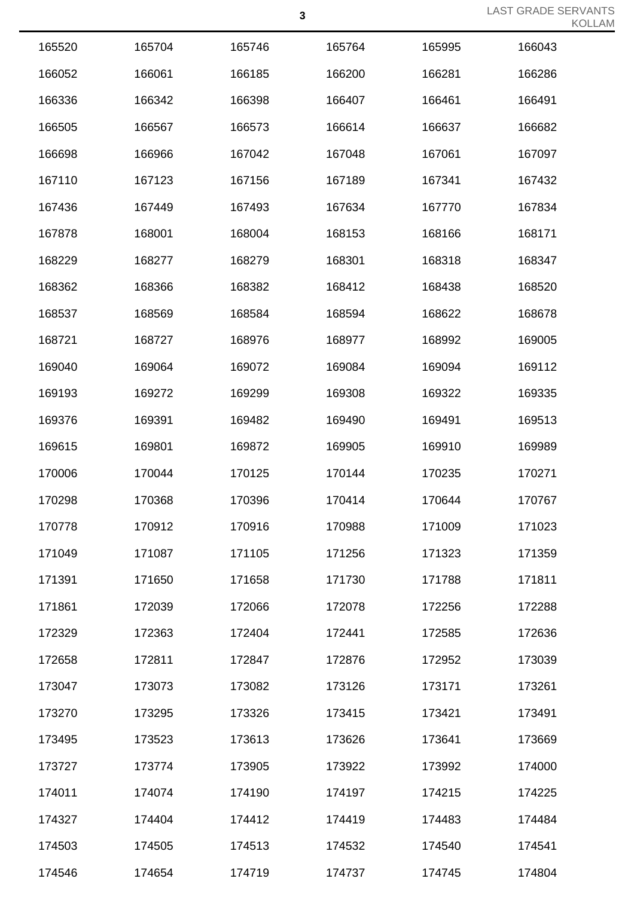| | | | | | |
|---|---|---|---|---|---|
| 165520 | 165704 | 165746 | 165764 | 165995 | 166043 |
| 166052 | 166061 | 166185 | 166200 | 166281 | 166286 |
| 166336 | 166342 | 166398 | 166407 | 166461 | 166491 |
| 166505 | 166567 | 166573 | 166614 | 166637 | 166682 |
| 166698 | 166966 | 167042 | 167048 | 167061 | 167097 |
| 167110 | 167123 | 167156 | 167189 | 167341 | 167432 |
| 167436 | 167449 | 167493 | 167634 | 167770 | 167834 |
| 167878 | 168001 | 168004 | 168153 | 168166 | 168171 |
| 168229 | 168277 | 168279 | 168301 | 168318 | 168347 |
| 168362 | 168366 | 168382 | 168412 | 168438 | 168520 |
| 168537 | 168569 | 168584 | 168594 | 168622 | 168678 |
| 168721 | 168727 | 168976 | 168977 | 168992 | 169005 |
| 169040 | 169064 | 169072 | 169084 | 169094 | 169112 |
| 169193 | 169272 | 169299 | 169308 | 169322 | 169335 |
| 169376 | 169391 | 169482 | 169490 | 169491 | 169513 |
| 169615 | 169801 | 169872 | 169905 | 169910 | 169989 |
| 170006 | 170044 | 170125 | 170144 | 170235 | 170271 |
| 170298 | 170368 | 170396 | 170414 | 170644 | 170767 |
| 170778 | 170912 | 170916 | 170988 | 171009 | 171023 |
| 171049 | 171087 | 171105 | 171256 | 171323 | 171359 |
| 171391 | 171650 | 171658 | 171730 | 171788 | 171811 |
| 171861 | 172039 | 172066 | 172078 | 172256 | 172288 |
| 172329 | 172363 | 172404 | 172441 | 172585 | 172636 |
| 172658 | 172811 | 172847 | 172876 | 172952 | 173039 |
| 173047 | 173073 | 173082 | 173126 | 173171 | 173261 |
| 173270 | 173295 | 173326 | 173415 | 173421 | 173491 |
| 173495 | 173523 | 173613 | 173626 | 173641 | 173669 |
| 173727 | 173774 | 173905 | 173922 | 173992 | 174000 |
| 174011 | 174074 | 174190 | 174197 | 174215 | 174225 |
| 174327 | 174404 | 174412 | 174419 | 174483 | 174484 |
| 174503 | 174505 | 174513 | 174532 | 174540 | 174541 |
| 174546 | 174654 | 174719 | 174737 | 174745 | 174804 |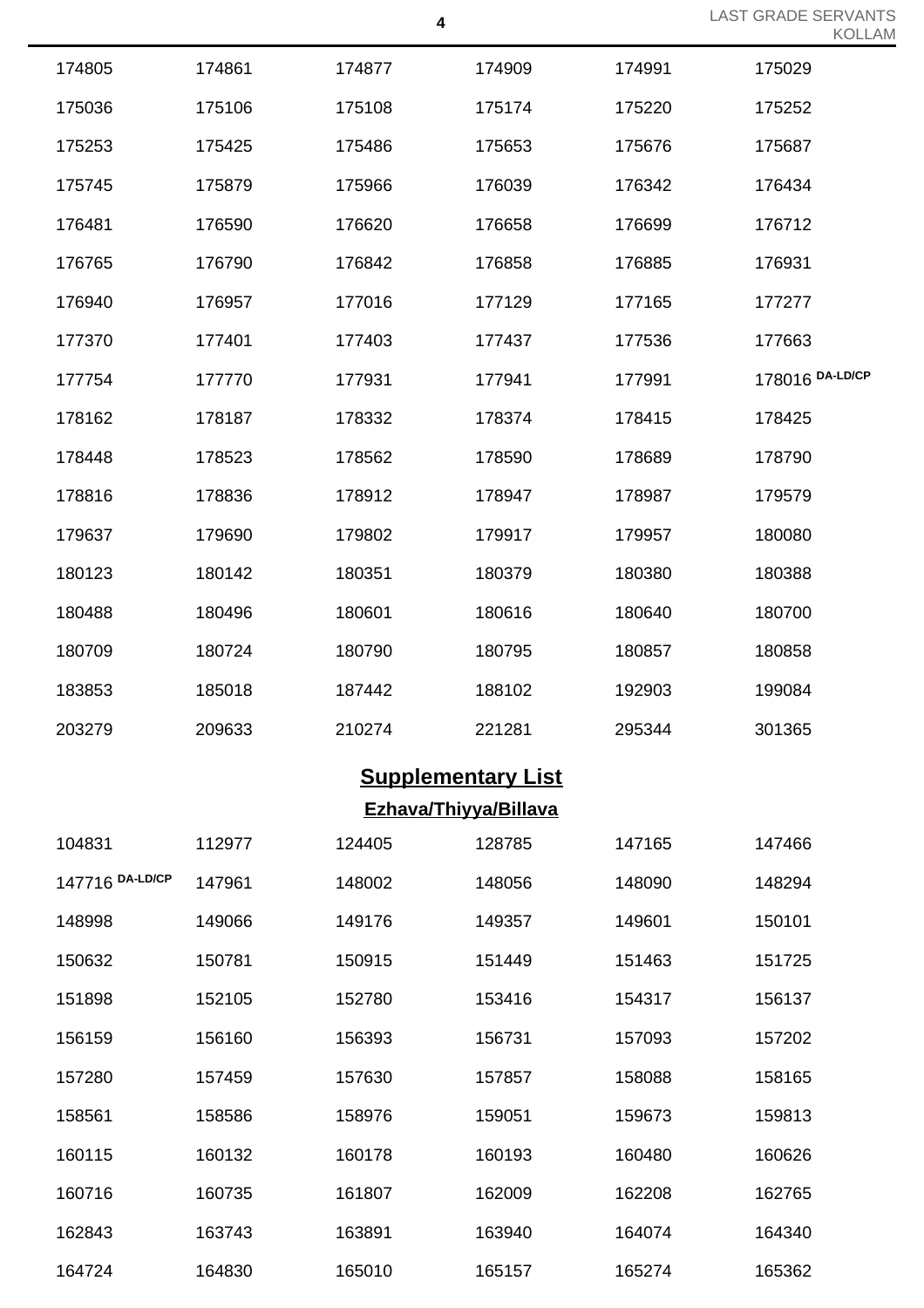| | | | | | |
|---|---|---|---|---|---|
| 174805 | 174861 | 174877 | 174909 | 174991 | 175029 |
| 175036 | 175106 | 175108 | 175174 | 175220 | 175252 |
| 175253 | 175425 | 175486 | 175653 | 175676 | 175687 |
| 175745 | 175879 | 175966 | 176039 | 176342 | 176434 |
| 176481 | 176590 | 176620 | 176658 | 176699 | 176712 |
| 176765 | 176790 | 176842 | 176858 | 176885 | 176931 |
| 176940 | 176957 | 177016 | 177129 | 177165 | 177277 |
| 177370 | 177401 | 177403 | 177437 | 177536 | 177663 |
| 177754 | 177770 | 177931 | 177941 | 177991 | 178016 DA-LD/CP |
| 178162 | 178187 | 178332 | 178374 | 178415 | 178425 |
| 178448 | 178523 | 178562 | 178590 | 178689 | 178790 |
| 178816 | 178836 | 178912 | 178947 | 178987 | 179579 |
| 179637 | 179690 | 179802 | 179917 | 179957 | 180080 |
| 180123 | 180142 | 180351 | 180379 | 180380 | 180388 |
| 180488 | 180496 | 180601 | 180616 | 180640 | 180700 |
| 180709 | 180724 | 180790 | 180795 | 180857 | 180858 |
| 183853 | 185018 | 187442 | 188102 | 192903 | 199084 |
| 203279 | 209633 | 210274 | 221281 | 295344 | 301365 |

## Supplementary List

### Ezhava/Thiyya/Billava

| | | | | | |
|---|---|---|---|---|---|
| 104831 | 112977 | 124405 | 128785 | 147165 | 147466 |
| 147716 DA-LD/CP | 147961 | 148002 | 148056 | 148090 | 148294 |
| 148998 | 149066 | 149176 | 149357 | 149601 | 150101 |
| 150632 | 150781 | 150915 | 151449 | 151463 | 151725 |
| 151898 | 152105 | 152780 | 153416 | 154317 | 156137 |
| 156159 | 156160 | 156393 | 156731 | 157093 | 157202 |
| 157280 | 157459 | 157630 | 157857 | 158088 | 158165 |
| 158561 | 158586 | 158976 | 159051 | 159673 | 159813 |
| 160115 | 160132 | 160178 | 160193 | 160480 | 160626 |
| 160716 | 160735 | 161807 | 162009 | 162208 | 162765 |
| 162843 | 163743 | 163891 | 163940 | 164074 | 164340 |
| 164724 | 164830 | 165010 | 165157 | 165274 | 165362 |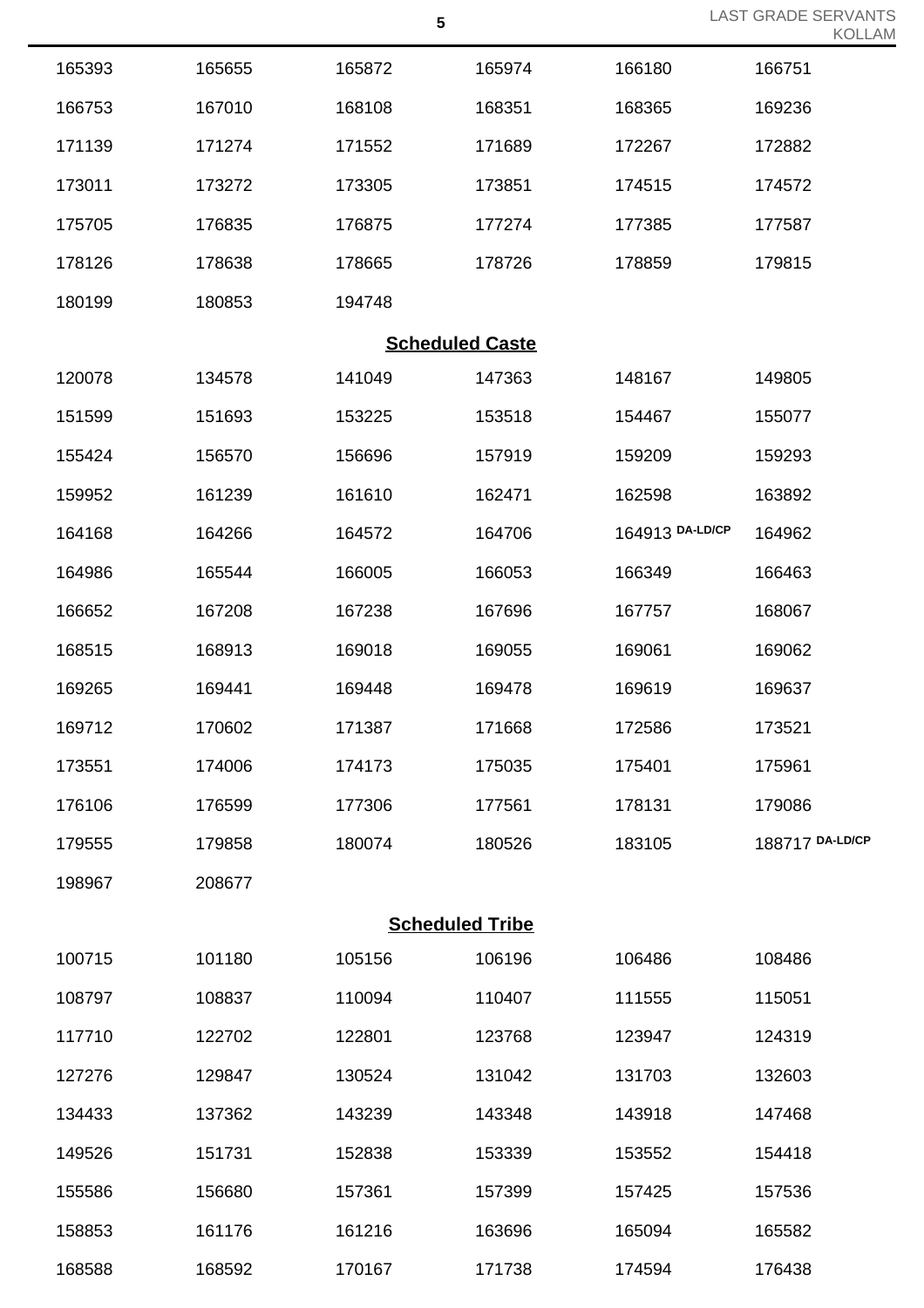| | | | | | |
|---|---|---|---|---|---|
| 165393 | 165655 | 165872 | 165974 | 166180 | 166751 |
| 166753 | 167010 | 168108 | 168351 | 168365 | 169236 |
| 171139 | 171274 | 171552 | 171689 | 172267 | 172882 |
| 173011 | 173272 | 173305 | 173851 | 174515 | 174572 |
| 175705 | 176835 | 176875 | 177274 | 177385 | 177587 |
| 178126 | 178638 | 178665 | 178726 | 178859 | 179815 |
| 180199 | 180853 | 194748 | | | |

## Scheduled Caste

| | | | | | |
|---|---|---|---|---|---|
| 120078 | 134578 | 141049 | 147363 | 148167 | 149805 |
| 151599 | 151693 | 153225 | 153518 | 154467 | 155077 |
| 155424 | 156570 | 156696 | 157919 | 159209 | 159293 |
| 159952 | 161239 | 161610 | 162471 | 162598 | 163892 |
| 164168 | 164266 | 164572 | 164706 | 164913 DA-LD/CP | 164962 |
| 164986 | 165544 | 166005 | 166053 | 166349 | 166463 |
| 166652 | 167208 | 167238 | 167696 | 167757 | 168067 |
| 168515 | 168913 | 169018 | 169055 | 169061 | 169062 |
| 169265 | 169441 | 169448 | 169478 | 169619 | 169637 |
| 169712 | 170602 | 171387 | 171668 | 172586 | 173521 |
| 173551 | 174006 | 174173 | 175035 | 175401 | 175961 |
| 176106 | 176599 | 177306 | 177561 | 178131 | 179086 |
| 179555 | 179858 | 180074 | 180526 | 183105 | 188717 DA-LD/CP |
| 198967 | 208677 | | | | |

## Scheduled Tribe

| | | | | | |
|---|---|---|---|---|---|
| 100715 | 101180 | 105156 | 106196 | 106486 | 108486 |
| 108797 | 108837 | 110094 | 110407 | 111555 | 115051 |
| 117710 | 122702 | 122801 | 123768 | 123947 | 124319 |
| 127276 | 129847 | 130524 | 131042 | 131703 | 132603 |
| 134433 | 137362 | 143239 | 143348 | 143918 | 147468 |
| 149526 | 151731 | 152838 | 153339 | 153552 | 154418 |
| 155586 | 156680 | 157361 | 157399 | 157425 | 157536 |
| 158853 | 161176 | 161216 | 163696 | 165094 | 165582 |
| 168588 | 168592 | 170167 | 171738 | 174594 | 176438 |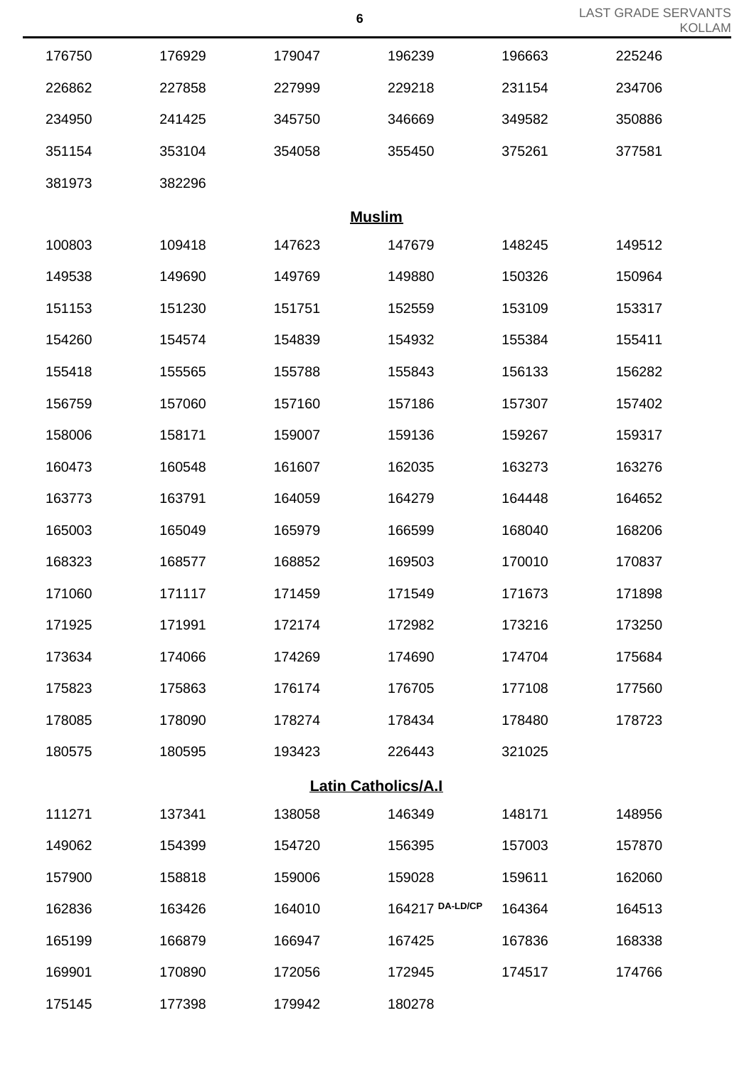| | | | | | |
|---|---|---|---|---|---|
| 176750 | 176929 | 179047 | 196239 | 196663 | 225246 |
| 226862 | 227858 | 227999 | 229218 | 231154 | 234706 |
| 234950 | 241425 | 345750 | 346669 | 349582 | 350886 |
| 351154 | 353104 | 354058 | 355450 | 375261 | 377581 |
| 381973 | 382296 | | | | |

### Muslim

| | | | | | |
|---|---|---|---|---|---|
| 100803 | 109418 | 147623 | 147679 | 148245 | 149512 |
| 149538 | 149690 | 149769 | 149880 | 150326 | 150964 |
| 151153 | 151230 | 151751 | 152559 | 153109 | 153317 |
| 154260 | 154574 | 154839 | 154932 | 155384 | 155411 |
| 155418 | 155565 | 155788 | 155843 | 156133 | 156282 |
| 156759 | 157060 | 157160 | 157186 | 157307 | 157402 |
| 158006 | 158171 | 159007 | 159136 | 159267 | 159317 |
| 160473 | 160548 | 161607 | 162035 | 163273 | 163276 |
| 163773 | 163791 | 164059 | 164279 | 164448 | 164652 |
| 165003 | 165049 | 165979 | 166599 | 168040 | 168206 |
| 168323 | 168577 | 168852 | 169503 | 170010 | 170837 |
| 171060 | 171117 | 171459 | 171549 | 171673 | 171898 |
| 171925 | 171991 | 172174 | 172982 | 173216 | 173250 |
| 173634 | 174066 | 174269 | 174690 | 174704 | 175684 |
| 175823 | 175863 | 176174 | 176705 | 177108 | 177560 |
| 178085 | 178090 | 178274 | 178434 | 178480 | 178723 |
| 180575 | 180595 | 193423 | 226443 | 321025 | |

### Latin Catholics/A.I

| | | | | | |
|---|---|---|---|---|---|
| 111271 | 137341 | 138058 | 146349 | 148171 | 148956 |
| 149062 | 154399 | 154720 | 156395 | 157003 | 157870 |
| 157900 | 158818 | 159006 | 159028 | 159611 | 162060 |
| 162836 | 163426 | 164010 | 164217 DA-LD/CP | 164364 | 164513 |
| 165199 | 166879 | 166947 | 167425 | 167836 | 168338 |
| 169901 | 170890 | 172056 | 172945 | 174517 | 174766 |
| 175145 | 177398 | 179942 | 180278 | | |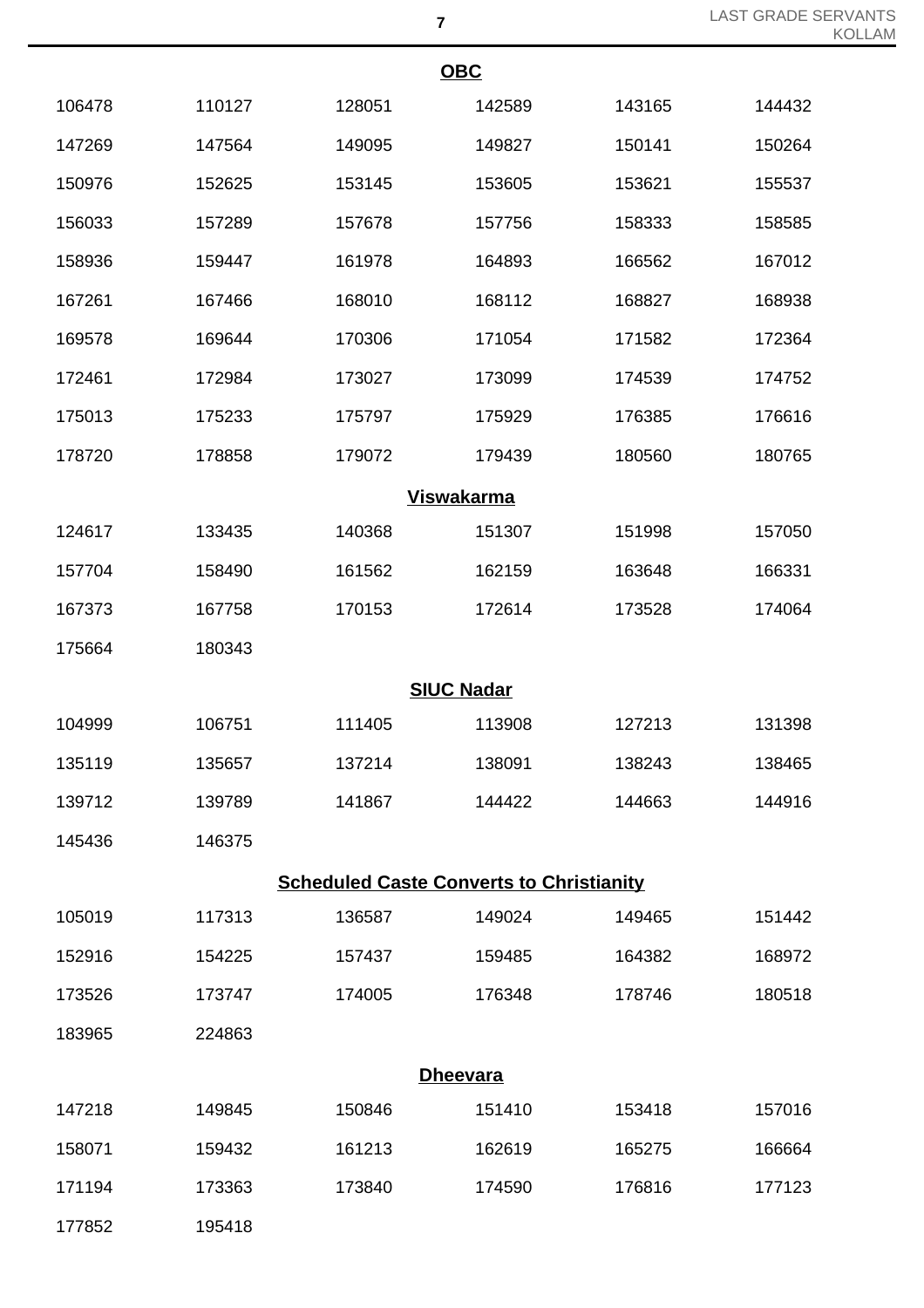## OBC

| | | | | | |
|---|---|---|---|---|---|
| 106478 | 110127 | 128051 | 142589 | 143165 | 144432 |
| 147269 | 147564 | 149095 | 149827 | 150141 | 150264 |
| 150976 | 152625 | 153145 | 153605 | 153621 | 155537 |
| 156033 | 157289 | 157678 | 157756 | 158333 | 158585 |
| 158936 | 159447 | 161978 | 164893 | 166562 | 167012 |
| 167261 | 167466 | 168010 | 168112 | 168827 | 168938 |
| 169578 | 169644 | 170306 | 171054 | 171582 | 172364 |
| 172461 | 172984 | 173027 | 173099 | 174539 | 174752 |
| 175013 | 175233 | 175797 | 175929 | 176385 | 176616 |
| 178720 | 178858 | 179072 | 179439 | 180560 | 180765 |

## Viswakarma

| | | | | | |
|---|---|---|---|---|---|
| 124617 | 133435 | 140368 | 151307 | 151998 | 157050 |
| 157704 | 158490 | 161562 | 162159 | 163648 | 166331 |
| 167373 | 167758 | 170153 | 172614 | 173528 | 174064 |
| 175664 | 180343 | | | | |

## SIUC Nadar

| | | | | | |
|---|---|---|---|---|---|
| 104999 | 106751 | 111405 | 113908 | 127213 | 131398 |
| 135119 | 135657 | 137214 | 138091 | 138243 | 138465 |
| 139712 | 139789 | 141867 | 144422 | 144663 | 144916 |
| 145436 | 146375 | | | | |

## Scheduled Caste Converts to Christianity

| | | | | | |
|---|---|---|---|---|---|
| 105019 | 117313 | 136587 | 149024 | 149465 | 151442 |
| 152916 | 154225 | 157437 | 159485 | 164382 | 168972 |
| 173526 | 173747 | 174005 | 176348 | 178746 | 180518 |
| 183965 | 224863 | | | | |

## Dheevara

| | | | | | |
|---|---|---|---|---|---|
| 147218 | 149845 | 150846 | 151410 | 153418 | 157016 |
| 158071 | 159432 | 161213 | 162619 | 165275 | 166664 |
| 171194 | 173363 | 173840 | 174590 | 176816 | 177123 |
| 177852 | 195418 | | | | |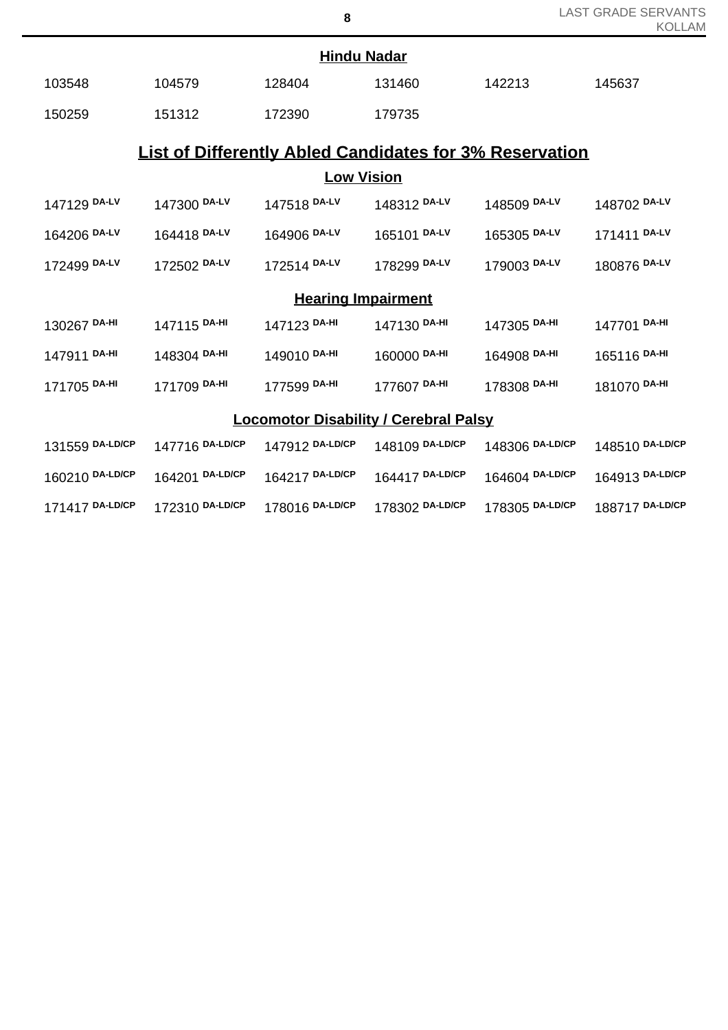### Hindu Nadar

| | | | | | |
|---|---|---|---|---|---|
| 103548 | 104579 | 128404 | 131460 | 142213 | 145637 |
| 150259 | 151312 | 172390 | 179735 | | |

## List of Differently Abled Candidates for 3% Reservation

### Low Vision

| | | | | | |
|---|---|---|---|---|---|
| 147129 DA-LV | 147300 DA-LV | 147518 DA-LV | 148312 DA-LV | 148509 DA-LV | 148702 DA-LV |
| 164206 DA-LV | 164418 DA-LV | 164906 DA-LV | 165101 DA-LV | 165305 DA-LV | 171411 DA-LV |
| 172499 DA-LV | 172502 DA-LV | 172514 DA-LV | 178299 DA-LV | 179003 DA-LV | 180876 DA-LV |

### Hearing Impairment

| | | | | | |
|---|---|---|---|---|---|
| 130267 DA-HI | 147115 DA-HI | 147123 DA-HI | 147130 DA-HI | 147305 DA-HI | 147701 DA-HI |
| 147911 DA-HI | 148304 DA-HI | 149010 DA-HI | 160000 DA-HI | 164908 DA-HI | 165116 DA-HI |
| 171705 DA-HI | 171709 DA-HI | 177599 DA-HI | 177607 DA-HI | 178308 DA-HI | 181070 DA-HI |

### Locomotor Disability / Cerebral Palsy

| | | | | | |
|---|---|---|---|---|---|
| 131559 DA-LD/CP | 147716 DA-LD/CP | 147912 DA-LD/CP | 148109 DA-LD/CP | 148306 DA-LD/CP | 148510 DA-LD/CP |
| 160210 DA-LD/CP | 164201 DA-LD/CP | 164217 DA-LD/CP | 164417 DA-LD/CP | 164604 DA-LD/CP | 164913 DA-LD/CP |
| 171417 DA-LD/CP | 172310 DA-LD/CP | 178016 DA-LD/CP | 178302 DA-LD/CP | 178305 DA-LD/CP | 188717 DA-LD/CP |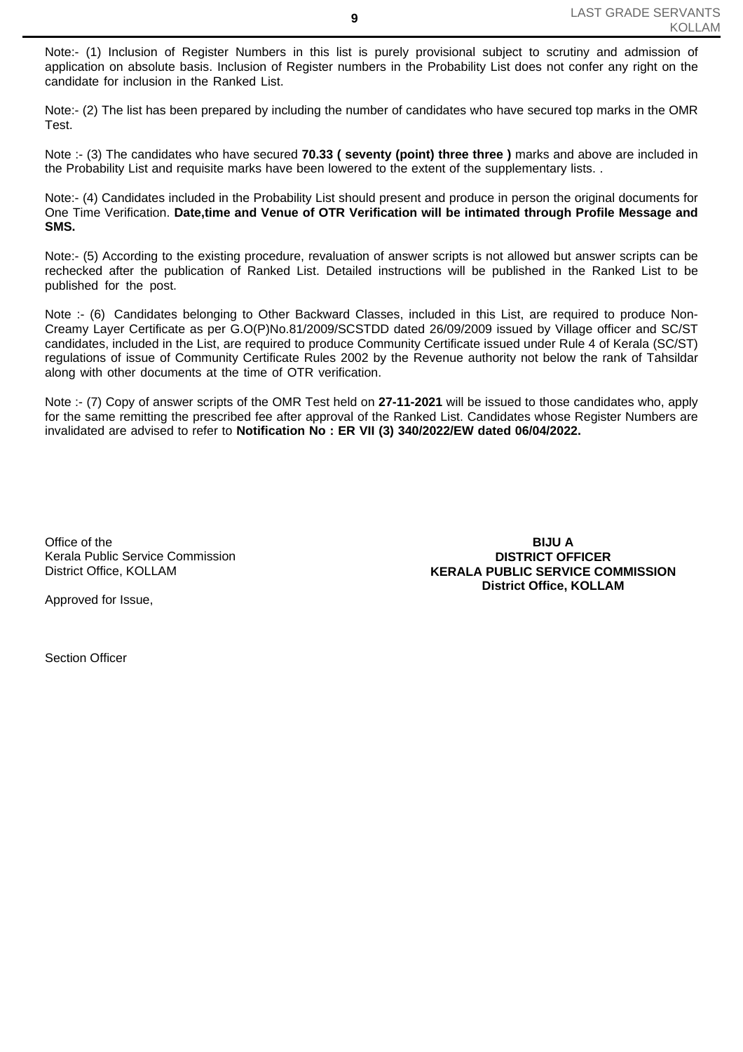Note:- (1) Inclusion of Register Numbers in this list is purely provisional subject to scrutiny and admission of application on absolute basis. Inclusion of Register numbers in the Probability List does not confer any right on the candidate for inclusion in the Ranked List.

Note:- (2) The list has been prepared by including the number of candidates who have secured top marks in the OMR Test.

Note :- (3) The candidates who have secured **70.33 ( seventy (point) three three )** marks and above are included in the Probability List and requisite marks have been lowered to the extent of the supplementary lists. .

Note:- (4) Candidates included in the Probability List should present and produce in person the original documents for One Time Verification. **Date,time and Venue of OTR Verification will be intimated through Profile Message and SMS.**

Note:- (5) According to the existing procedure, revaluation of answer scripts is not allowed but answer scripts can be rechecked after the publication of Ranked List. Detailed instructions will be published in the Ranked List to be published for the post.

Note :- (6) Candidates belonging to Other Backward Classes, included in this List, are required to produce Non-Creamy Layer Certificate as per G.O(P)No.81/2009/SCSTDD dated 26/09/2009 issued by Village officer and SC/ST candidates, included in the List, are required to produce Community Certificate issued under Rule 4 of Kerala (SC/ST) regulations of issue of Community Certificate Rules 2002 by the Revenue authority not below the rank of Tahsildar along with other documents at the time of OTR verification.

Note :- (7) Copy of answer scripts of the OMR Test held on **27-11-2021** will be issued to those candidates who, apply for the same remitting the prescribed fee after approval of the Ranked List. Candidates whose Register Numbers are invalidated are advised to refer to **Notification No : ER VII (3) 340/2022/EW dated 06/04/2022.**

Office of the
Kerala Public Service Commission
District Office, KOLLAM

**BIJU A**
**DISTRICT OFFICER**
**KERALA PUBLIC SERVICE COMMISSION**
**District Office, KOLLAM**

Approved for Issue,

Section Officer